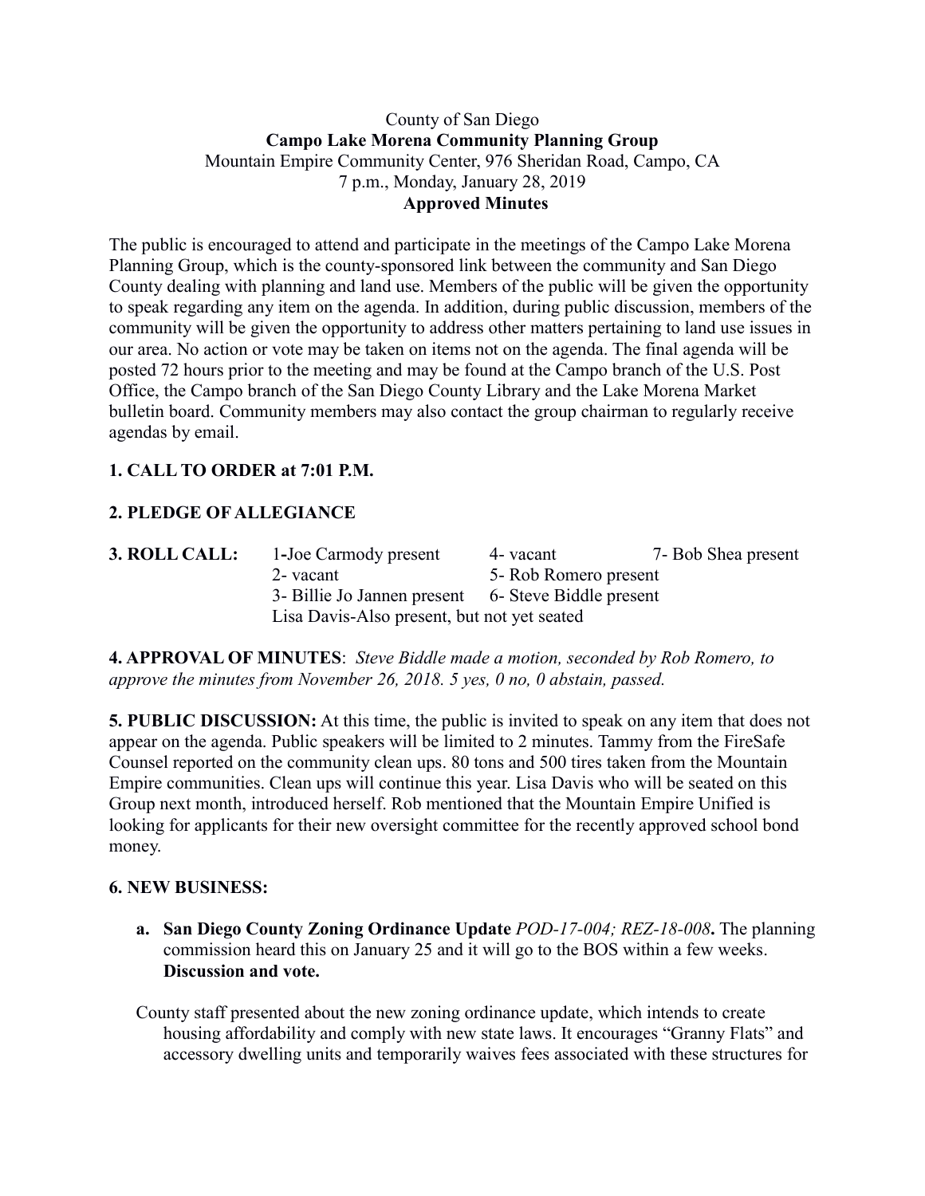County of San Diego

**Campo Lake Morena Community Planning Group**

Mountain Empire Community Center, 976 Sheridan Road, Campo, CA

7 p.m., Monday, January 28, 2019

**Approved Minutes**

The public is encouraged to attend and participate in the meetings of the Campo Lake Morena Planning Group, which is the county-sponsored link between the community and San Diego County dealing with planning and land use. Members of the public will be given the opportunity to speak regarding any item on the agenda. In addition, during public discussion, members of the community will be given the opportunity to address other matters pertaining to land use issues in our area. No action or vote may be taken on items not on the agenda. The final agenda will be posted 72 hours prior to the meeting and may be found at the Campo branch of the U.S. Post Office, the Campo branch of the San Diego County Library and the Lake Morena Market bulletin board. Community members may also contact the group chairman to regularly receive agendas by email.

**1. CALL TO ORDER at 7:01 P.M.**

**2. PLEDGE OF ALLEGIANCE**

**3. ROLL CALL:**

1-Joe Carmody present
2- vacant
3- Billie Jo Jannen present
4- vacant
5- Rob Romero present
6- Steve Biddle present
7- Bob Shea present

Lisa Davis-Also present, but not yet seated

**4. APPROVAL OF MINUTES**: *Steve Biddle made a motion, seconded by Rob Romero, to approve the minutes from November 26, 2018. 5 yes, 0 no, 0 abstain, passed.*

**5. PUBLIC DISCUSSION:** At this time, the public is invited to speak on any item that does not appear on the agenda. Public speakers will be limited to 2 minutes. Tammy from the FireSafe Counsel reported on the community clean ups. 80 tons and 500 tires taken from the Mountain Empire communities. Clean ups will continue this year. Lisa Davis who will be seated on this Group next month, introduced herself. Rob mentioned that the Mountain Empire Unified is looking for applicants for their new oversight committee for the recently approved school bond money.

**6. NEW BUSINESS:**

a. **San Diego County Zoning Ordinance Update** *POD-17-004; REZ-18-008***.** The planning commission heard this on January 25 and it will go to the BOS within a few weeks. **Discussion and vote.**

County staff presented about the new zoning ordinance update, which intends to create housing affordability and comply with new state laws. It encourages "Granny Flats" and accessory dwelling units and temporarily waives fees associated with these structures for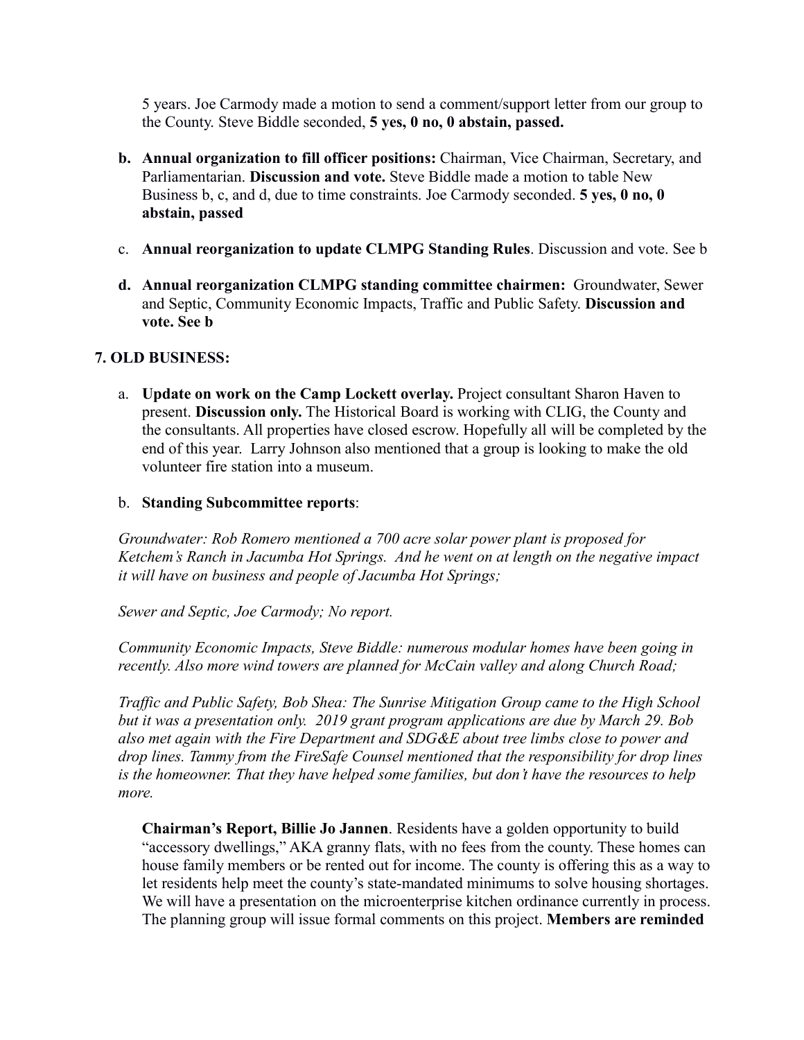5 years. Joe Carmody made a motion to send a comment/support letter from our group to the County. Steve Biddle seconded, **5 yes, 0 no, 0 abstain, passed.**

**b. Annual organization to fill officer positions:** Chairman, Vice Chairman, Secretary, and Parliamentarian. **Discussion and vote.** Steve Biddle made a motion to table New Business b, c, and d, due to time constraints. Joe Carmody seconded. **5 yes, 0 no, 0 abstain, passed**

c. **Annual reorganization to update CLMPG Standing Rules**. Discussion and vote. See b

**d. Annual reorganization CLMPG standing committee chairmen:** Groundwater, Sewer and Septic, Community Economic Impacts, Traffic and Public Safety. **Discussion and vote. See b**

## 7. OLD BUSINESS:

a. **Update on work on the Camp Lockett overlay.** Project consultant Sharon Haven to present. **Discussion only.** The Historical Board is working with CLIG, the County and the consultants. All properties have closed escrow. Hopefully all will be completed by the end of this year. Larry Johnson also mentioned that a group is looking to make the old volunteer fire station into a museum.

b. **Standing Subcommittee reports**:

*Groundwater: Rob Romero mentioned a 700 acre solar power plant is proposed for Ketchem's Ranch in Jacumba Hot Springs. And he went on at length on the negative impact it will have on business and people of Jacumba Hot Springs;*

*Sewer and Septic, Joe Carmody; No report.*

*Community Economic Impacts, Steve Biddle: numerous modular homes have been going in recently. Also more wind towers are planned for McCain valley and along Church Road;*

*Traffic and Public Safety, Bob Shea: The Sunrise Mitigation Group came to the High School but it was a presentation only. 2019 grant program applications are due by March 29. Bob also met again with the Fire Department and SDG&E about tree limbs close to power and drop lines. Tammy from the FireSafe Counsel mentioned that the responsibility for drop lines is the homeowner. That they have helped some families, but don't have the resources to help more.*

**Chairman's Report, Billie Jo Jannen**. Residents have a golden opportunity to build "accessory dwellings," AKA granny flats, with no fees from the county. These homes can house family members or be rented out for income. The county is offering this as a way to let residents help meet the county's state-mandated minimums to solve housing shortages. We will have a presentation on the microenterprise kitchen ordinance currently in process. The planning group will issue formal comments on this project. **Members are reminded**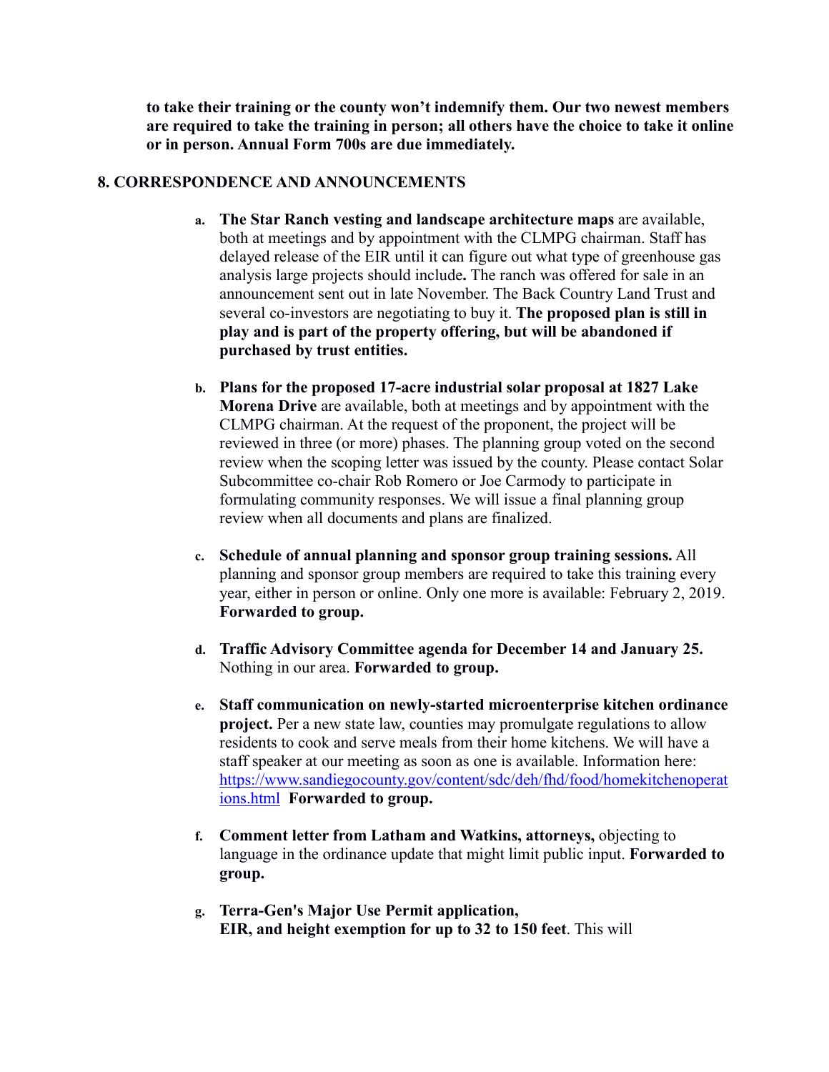**to take their training or the county won't indemnify them. Our two newest members are required to take the training in person; all others have the choice to take it online or in person. Annual Form 700s are due immediately.**

## 8. CORRESPONDENCE AND ANNOUNCEMENTS

a. **The Star Ranch vesting and landscape architecture maps** are available, both at meetings and by appointment with the CLMPG chairman. Staff has delayed release of the EIR until it can figure out what type of greenhouse gas analysis large projects should include**.** The ranch was offered for sale in an announcement sent out in late November. The Back Country Land Trust and several co-investors are negotiating to buy it. **The proposed plan is still in play and is part of the property offering, but will be abandoned if purchased by trust entities.**

b. **Plans for the proposed 17-acre industrial solar proposal at 1827 Lake Morena Drive** are available, both at meetings and by appointment with the CLMPG chairman. At the request of the proponent, the project will be reviewed in three (or more) phases. The planning group voted on the second review when the scoping letter was issued by the county. Please contact Solar Subcommittee co-chair Rob Romero or Joe Carmody to participate in formulating community responses. We will issue a final planning group review when all documents and plans are finalized.

c. **Schedule of annual planning and sponsor group training sessions.** All planning and sponsor group members are required to take this training every year, either in person or online. Only one more is available: February 2, 2019. **Forwarded to group.**

d. **Traffic Advisory Committee agenda for December 14 and January 25.** Nothing in our area. **Forwarded to group.**

e. **Staff communication on newly-started microenterprise kitchen ordinance project.** Per a new state law, counties may promulgate regulations to allow residents to cook and serve meals from their home kitchens. We will have a staff speaker at our meeting as soon as one is available. Information here: [https://www.sandiegocounty.gov/content/sdc/deh/fhd/food/homekitchenoperations.html](https://www.sandiegocounty.gov/content/sdc/deh/fhd/food/homekitchenoperations.html) **Forwarded to group.**

f. **Comment letter from Latham and Watkins, attorneys,** objecting to language in the ordinance update that might limit public input. **Forwarded to group.**

g. **Terra-Gen's Major Use Permit application, EIR, and height exemption for up to 32 to 150 feet**. This will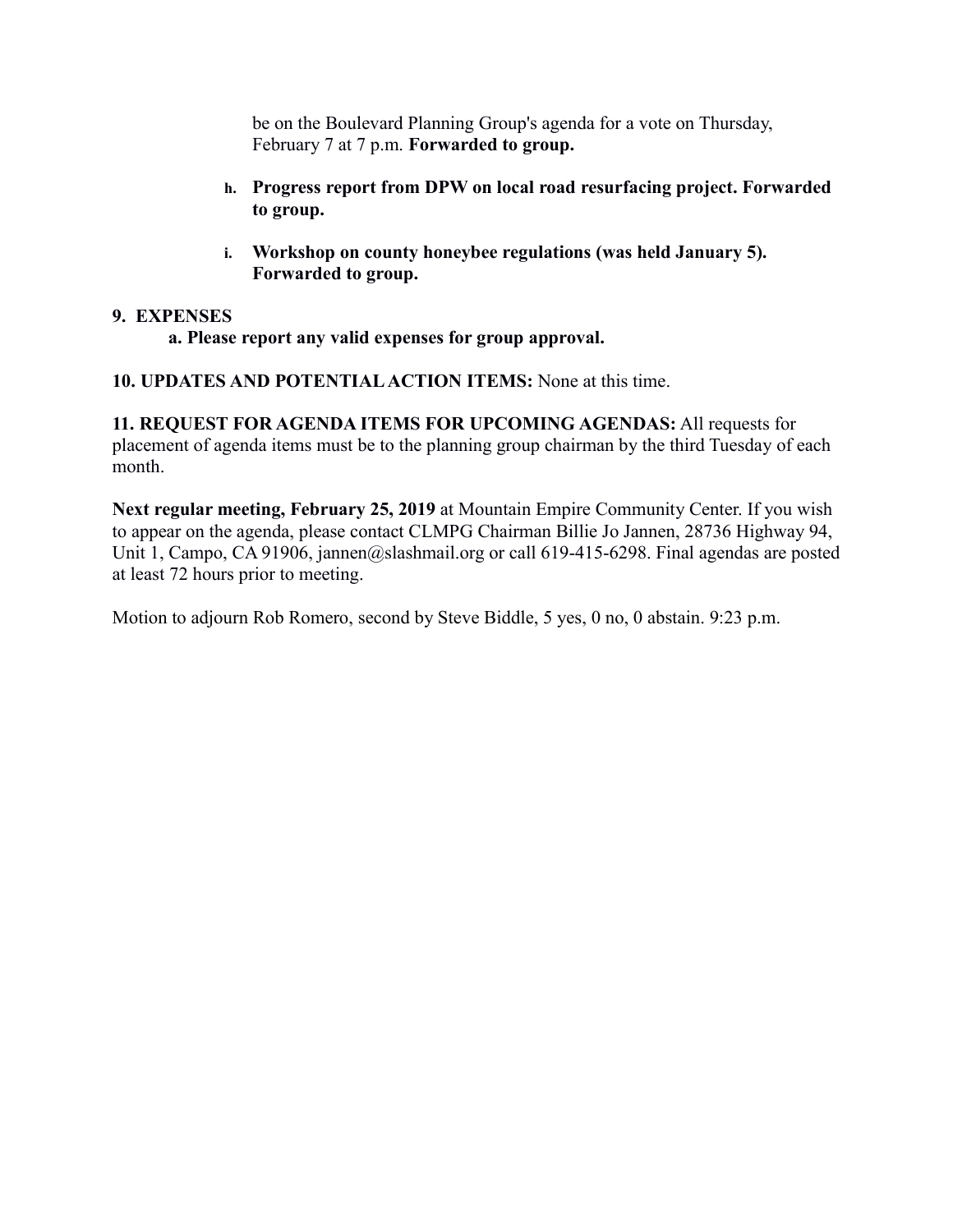be on the Boulevard Planning Group's agenda for a vote on Thursday, February 7 at 7 p.m. **Forwarded to group.**

h. **Progress report from DPW on local road resurfacing project. Forwarded to group.**

i. **Workshop on county honeybee regulations (was held January 5). Forwarded to group.**

**9. EXPENSES**

**a. Please report any valid expenses for group approval.**

**10. UPDATES AND POTENTIAL ACTION ITEMS:** None at this time.

**11. REQUEST FOR AGENDA ITEMS FOR UPCOMING AGENDAS:** All requests for placement of agenda items must be to the planning group chairman by the third Tuesday of each month.

**Next regular meeting, February 25, 2019** at Mountain Empire Community Center. If you wish to appear on the agenda, please contact CLMPG Chairman Billie Jo Jannen, 28736 Highway 94, Unit 1, Campo, CA 91906, jannen@slashmail.org or call 619-415-6298. Final agendas are posted at least 72 hours prior to meeting.

Motion to adjourn Rob Romero, second by Steve Biddle, 5 yes, 0 no, 0 abstain. 9:23 p.m.